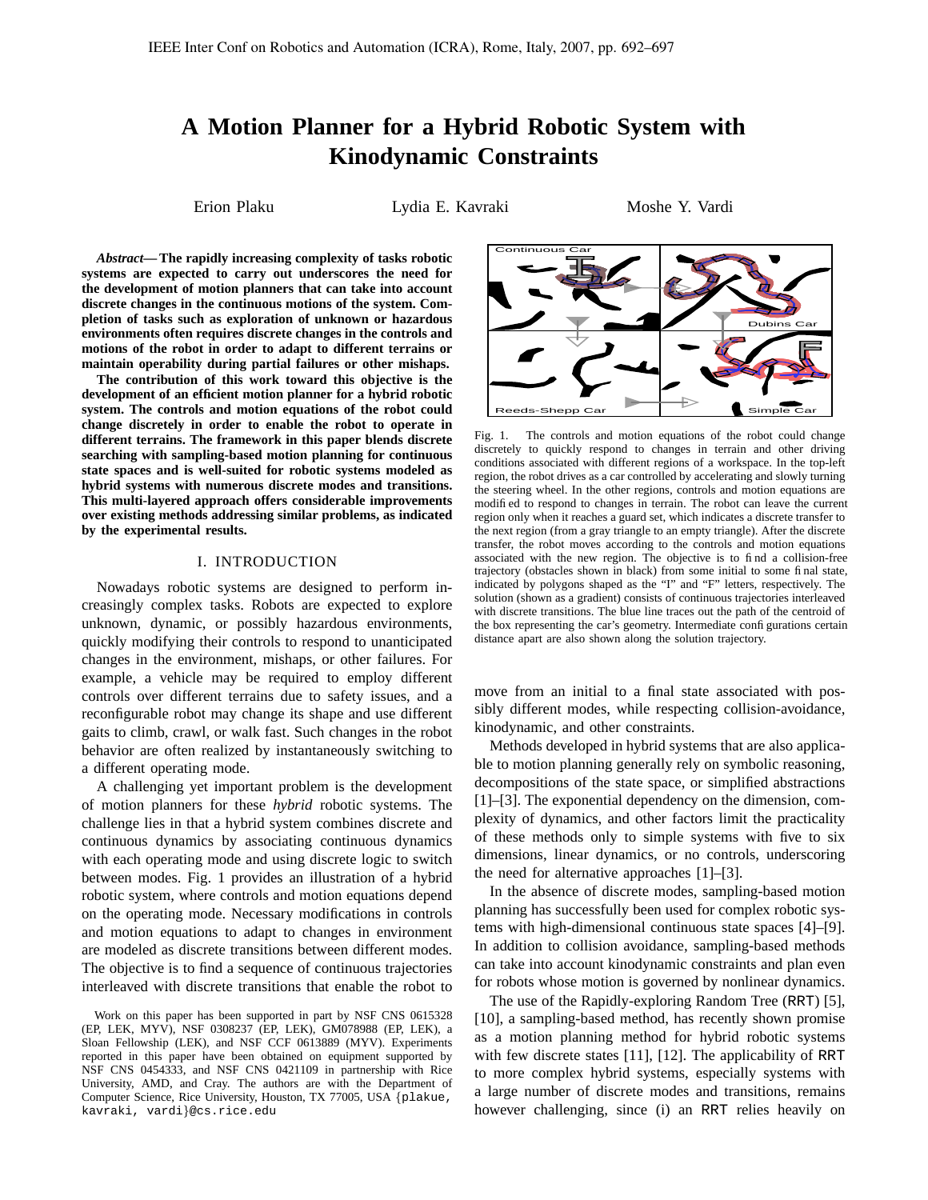# A Motion Planner for a Hybrid Robotic System with Kinodynamic Constraints

Erion Plaku Lydia E. Kavraki Moshe Y. Vardi

***Abstract*— The rapidly increasing complexity of tasks robotic systems are expected to carry out underscores the need for the development of motion planners that can take into account discrete changes in the continuous motions of the system. Completion of tasks such as exploration of unknown or hazardous environments often requires discrete changes in the controls and motions of the robot in order to adapt to different terrains or maintain operability during partial failures or other mishaps.**

**The contribution of this work toward this objective is the development of an efficient motion planner for a hybrid robotic system. The controls and motion equations of the robot could change discretely in order to enable the robot to operate in different terrains. The framework in this paper blends discrete searching with sampling-based motion planning for continuous state spaces and is well-suited for robotic systems modeled as hybrid systems with numerous discrete modes and transitions. This multi-layered approach offers considerable improvements over existing methods addressing similar problems, as indicated by the experimental results.**

## I. INTRODUCTION

Nowadays robotic systems are designed to perform increasingly complex tasks. Robots are expected to explore unknown, dynamic, or possibly hazardous environments, quickly modifying their controls to respond to unanticipated changes in the environment, mishaps, or other failures. For example, a vehicle may be required to employ different controls over different terrains due to safety issues, and a reconfigurable robot may change its shape and use different gaits to climb, crawl, or walk fast. Such changes in the robot behavior are often realized by instantaneously switching to a different operating mode.

A challenging yet important problem is the development of motion planners for these *hybrid* robotic systems. The challenge lies in that a hybrid system combines discrete and continuous dynamics by associating continuous dynamics with each operating mode and using discrete logic to switch between modes. Fig. 1 provides an illustration of a hybrid robotic system, where controls and motion equations depend on the operating mode. Necessary modifications in controls and motion equations to adapt to changes in environment are modeled as discrete transitions between different modes. The objective is to find a sequence of continuous trajectories interleaved with discrete transitions that enable the robot to move from an initial to a final state associated with possibly different modes, while respecting collision-avoidance, kinodynamic, and other constraints.

Fig. 1. The controls and motion equations of the robot could change discretely to quickly respond to changes in terrain and other driving conditions associated with different regions of a workspace. In the top-left region, the robot drives as a car controlled by accelerating and slowly turning the steering wheel. In the other regions, controls and motion equations are modified to respond to changes in terrain. The robot can leave the current region only when it reaches a guard set, which indicates a discrete transfer to the next region (from a gray triangle to an empty triangle). After the discrete transfer, the robot moves according to the controls and motion equations associated with the new region. The objective is to find a collision-free trajectory (obstacles shown in black) from some initial to some final state, indicated by polygons shaped as the "I" and "F" letters, respectively. The solution (shown as a gradient) consists of continuous trajectories interleaved with discrete transitions. The blue line traces out the path of the centroid of the box representing the car's geometry. Intermediate configurations certain distance apart are also shown along the solution trajectory.

Methods developed in hybrid systems that are also applicable to motion planning generally rely on symbolic reasoning, decompositions of the state space, or simplified abstractions [1]–[3]. The exponential dependency on the dimension, complexity of dynamics, and other factors limit the practicality of these methods only to simple systems with five to six dimensions, linear dynamics, or no controls, underscoring the need for alternative approaches [1]–[3].

In the absence of discrete modes, sampling-based motion planning has successfully been used for complex robotic systems with high-dimensional continuous state spaces [4]–[9]. In addition to collision avoidance, sampling-based methods can take into account kinodynamic constraints and plan even for robots whose motion is governed by nonlinear dynamics.

The use of the Rapidly-exploring Random Tree (RRT) [5], [10], a sampling-based method, has recently shown promise as a motion planning method for hybrid robotic systems with few discrete states [11], [12]. The applicability of RRT to more complex hybrid systems, especially systems with a large number of discrete modes and transitions, remains however challenging, since (i) an RRT relies heavily on

Work on this paper has been supported in part by NSF CNS 0615328 (EP, LEK, MYV), NSF 0308237 (EP, LEK), GM078988 (EP, LEK), a Sloan Fellowship (LEK), and NSF CCF 0613889 (MYV). Experiments reported in this paper have been obtained on equipment supported by NSF CNS 0454333, and NSF CNS 0421109 in partnership with Rice University, AMD, and Cray. The authors are with the Department of Computer Science, Rice University, Houston, TX 77005, USA {plakue, kavraki, vardi}@cs.rice.edu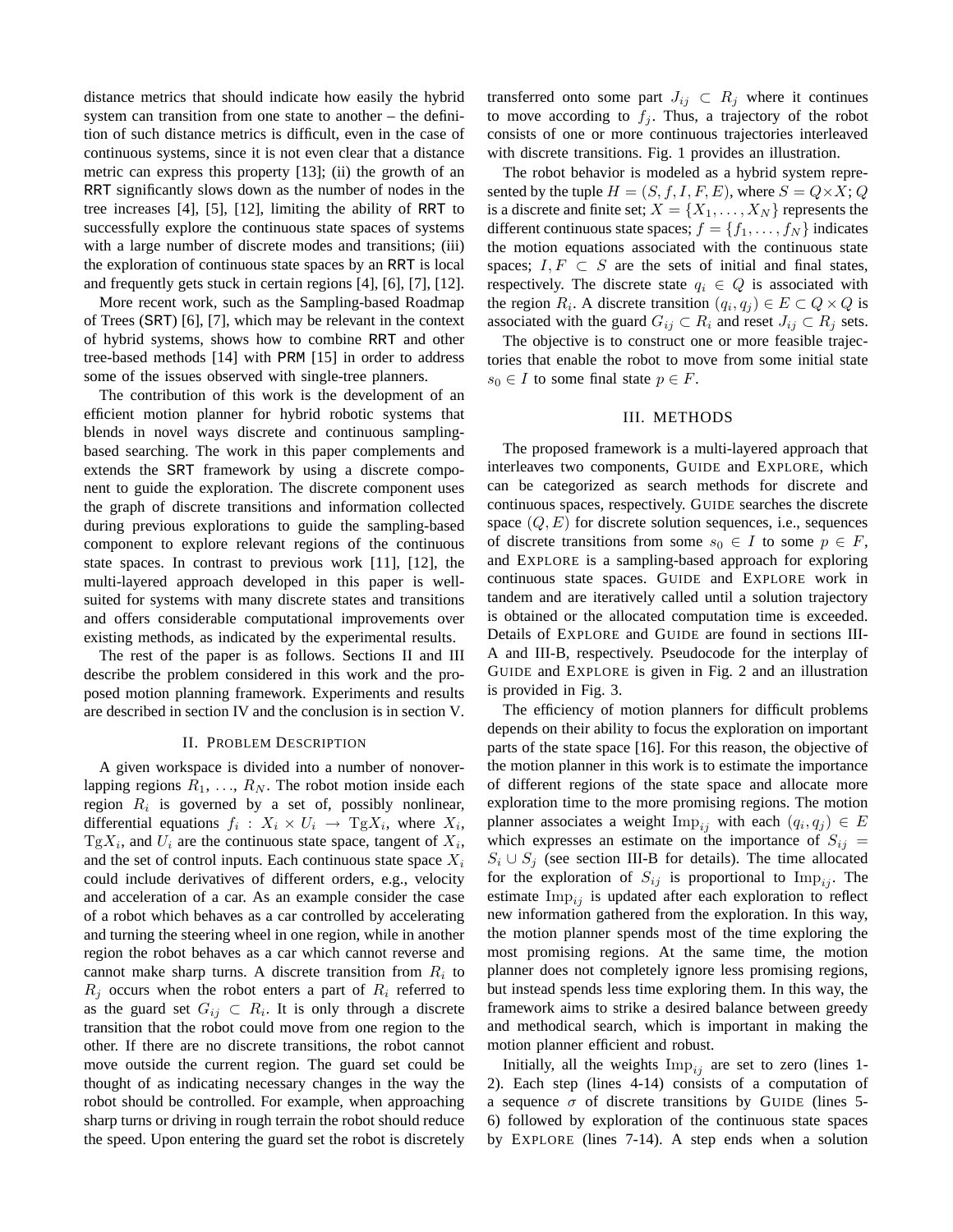distance metrics that should indicate how easily the hybrid system can transition from one state to another – the definition of such distance metrics is difficult, even in the case of continuous systems, since it is not even clear that a distance metric can express this property [13]; (ii) the growth of an RRT significantly slows down as the number of nodes in the tree increases [4], [5], [12], limiting the ability of RRT to successfully explore the continuous state spaces of systems with a large number of discrete modes and transitions; (iii) the exploration of continuous state spaces by an RRT is local and frequently gets stuck in certain regions [4], [6], [7], [12].

More recent work, such as the Sampling-based Roadmap of Trees (SRT) [6], [7], which may be relevant in the context of hybrid systems, shows how to combine RRT and other tree-based methods [14] with PRM [15] in order to address some of the issues observed with single-tree planners.

The contribution of this work is the development of an efficient motion planner for hybrid robotic systems that blends in novel ways discrete and continuous sampling-based searching. The work in this paper complements and extends the SRT framework by using a discrete component to guide the exploration. The discrete component uses the graph of discrete transitions and information collected during previous explorations to guide the sampling-based component to explore relevant regions of the continuous state spaces. In contrast to previous work [11], [12], the multi-layered approach developed in this paper is well-suited for systems with many discrete states and transitions and offers considerable computational improvements over existing methods, as indicated by the experimental results.

The rest of the paper is as follows. Sections II and III describe the problem considered in this work and the proposed motion planning framework. Experiments and results are described in section IV and the conclusion is in section V.

## II. Problem Description

A given workspace is divided into a number of nonoverlapping regions $R_1, \ldots, R_N$. The robot motion inside each region $R_i$ is governed by a set of, possibly nonlinear, differential equations $f_i : X_i \times U_i \rightarrow \mathrm{Tg}X_i$, where $X_i$, $\mathrm{Tg}X_i$, and $U_i$ are the continuous state space, tangent of $X_i$, and the set of control inputs. Each continuous state space $X_i$ could include derivatives of different orders, e.g., velocity and acceleration of a car. As an example consider the case of a robot which behaves as a car controlled by accelerating and turning the steering wheel in one region, while in another region the robot behaves as a car which cannot reverse and cannot make sharp turns. A discrete transition from $R_i$ to $R_j$ occurs when the robot enters a part of $R_i$ referred to as the guard set $G_{ij} \subset R_i$. It is only through a discrete transition that the robot could move from one region to the other. If there are no discrete transitions, the robot cannot move outside the current region. The guard set could be thought of as indicating necessary changes in the way the robot should be controlled. For example, when approaching sharp turns or driving in rough terrain the robot should reduce the speed. Upon entering the guard set the robot is discretely transferred onto some part $J_{ij} \subset R_j$ where it continues to move according to $f_j$. Thus, a trajectory of the robot consists of one or more continuous trajectories interleaved with discrete transitions. Fig. 1 provides an illustration.

The robot behavior is modeled as a hybrid system represented by the tuple $H = (S, f, I, F, E)$, where $S = Q \times X$; $Q$ is a discrete and finite set; $X = \{X_1, \ldots, X_N\}$ represents the different continuous state spaces; $f = \{f_1, \ldots, f_N\}$ indicates the motion equations associated with the continuous state spaces; $I, F \subset S$ are the sets of initial and final states, respectively. The discrete state $q_i \in Q$ is associated with the region $R_i$. A discrete transition $(q_i, q_j) \in E \subset Q \times Q$ is associated with the guard $G_{ij} \subset R_i$ and reset $J_{ij} \subset R_j$ sets.

The objective is to construct one or more feasible trajectories that enable the robot to move from some initial state $s_0 \in I$ to some final state $p \in F$.

## III. Methods

The proposed framework is a multi-layered approach that interleaves two components, Guide and Explore, which can be categorized as search methods for discrete and continuous spaces, respectively. Guide searches the discrete space $(Q, E)$ for discrete solution sequences, i.e., sequences of discrete transitions from some $s_0 \in I$ to some $p \in F$, and Explore is a sampling-based approach for exploring continuous state spaces. Guide and Explore work in tandem and are iteratively called until a solution trajectory is obtained or the allocated computation time is exceeded. Details of Explore and Guide are found in sections III-A and III-B, respectively. Pseudocode for the interplay of Guide and Explore is given in Fig. 2 and an illustration is provided in Fig. 3.

The efficiency of motion planners for difficult problems depends on their ability to focus the exploration on important parts of the state space [16]. For this reason, the objective of the motion planner in this work is to estimate the importance of different regions of the state space and allocate more exploration time to the more promising regions. The motion planner associates a weight $\mathrm{Imp}_{ij}$ with each $(q_i, q_j) \in E$ which expresses an estimate on the importance of $S_{ij} = S_i \cup S_j$ (see section III-B for details). The time allocated for the exploration of $S_{ij}$ is proportional to $\mathrm{Imp}_{ij}$. The estimate $\mathrm{Imp}_{ij}$ is updated after each exploration to reflect new information gathered from the exploration. In this way, the motion planner spends most of the time exploring the most promising regions. At the same time, the motion planner does not completely ignore less promising regions, but instead spends less time exploring them. In this way, the framework aims to strike a desired balance between greedy and methodical search, which is important in making the motion planner efficient and robust.

Initially, all the weights $\mathrm{Imp}_{ij}$ are set to zero (lines 1-2). Each step (lines 4-14) consists of a computation of a sequence $\sigma$ of discrete transitions by Guide (lines 5-6) followed by exploration of the continuous state spaces by Explore (lines 7-14). A step ends when a solution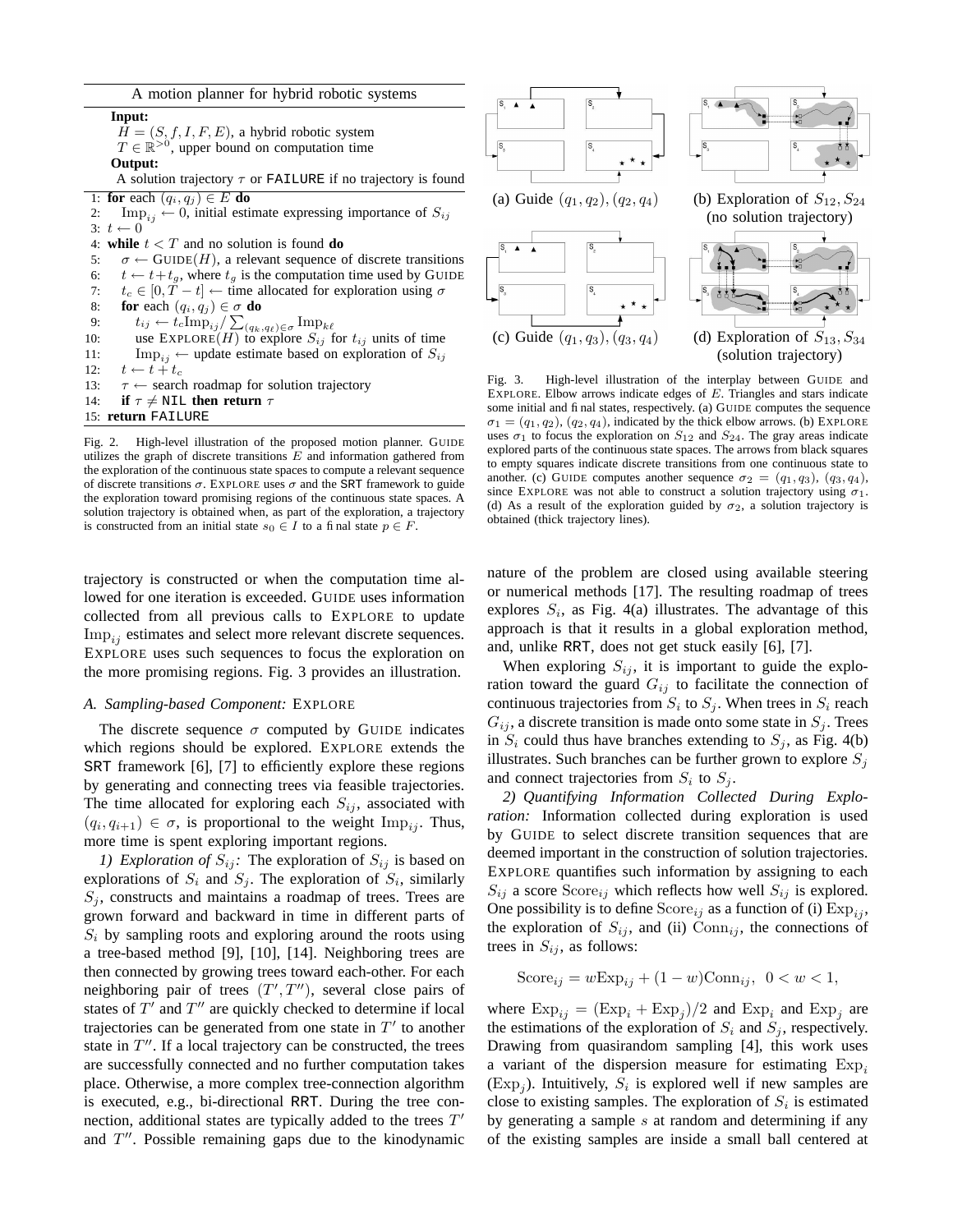**A motion planner for hybrid robotic systems**

**Input:**
$H = (S, f, I, F, E)$, a hybrid robotic system
$T \in \mathbb{R}^{>0}$, upper bound on computation time

**Output:**
A solution trajectory $\tau$ or `FAILURE` if no trajectory is found

```
1: for each (q_i, q_j) ∈ E do
2:     Imp_ij ← 0, initial estimate expressing importance of S_ij
3: t ← 0
4: while t < T and no solution is found do
5:     σ ← GUIDE(H), a relevant sequence of discrete transitions
6:     t ← t + t_g, where t_g is the computation time used by GUIDE
7:     t_c ∈ [0, T − t] ← time allocated for exploration using σ
8:     for each (q_i, q_j) ∈ σ do
9:         t_ij ← t_c Imp_ij / Σ_{(q_k, q_ℓ) ∈ σ} Imp_kℓ
10:        use EXPLORE(H) to explore S_ij for t_ij units of time
11:        Imp_ij ← update estimate based on exploration of S_ij
12:    t ← t + t_c
13:    τ ← search roadmap for solution trajectory
14:    if τ ≠ NIL then return τ
15: return FAILURE
```

Fig. 2. High-level illustration of the proposed motion planner. GUIDE utilizes the graph of discrete transitions $E$ and information gathered from the exploration of the continuous state spaces to compute a relevant sequence of discrete transitions $\sigma$. EXPLORE uses $\sigma$ and the SRT framework to guide the exploration toward promising regions of the continuous state spaces. A solution trajectory is obtained when, as part of the exploration, a trajectory is constructed from an initial state $s_0 \in I$ to a final state $p \in F$.

(a) Guide $(q_1, q_2), (q_2, q_4)$ (b) Exploration of $S_{12}, S_{24}$ (no solution trajectory)

(c) Guide $(q_1, q_3), (q_3, q_4)$ (d) Exploration of $S_{13}, S_{34}$ (solution trajectory)

Fig. 3. High-level illustration of the interplay between GUIDE and EXPLORE. Elbow arrows indicate edges of $E$. Triangles and stars indicate some initial and final states, respectively. (a) GUIDE computes the sequence $\sigma_1 = (q_1, q_2), (q_2, q_4)$, indicated by the thick elbow arrows. (b) EXPLORE uses $\sigma_1$ to focus the exploration on $S_{12}$ and $S_{24}$. The gray areas indicate explored parts of the continuous state spaces. The arrows from black squares to empty squares indicate discrete transitions from one continuous state to another. (c) GUIDE computes another sequence $\sigma_2 = (q_1, q_3), (q_3, q_4)$, since EXPLORE was not able to construct a solution trajectory using $\sigma_1$. (d) As a result of the exploration guided by $\sigma_2$, a solution trajectory is obtained (thick trajectory lines).

trajectory is constructed or when the computation time allowed for one iteration is exceeded. GUIDE uses information collected from all previous calls to EXPLORE to update $\text{Imp}_{ij}$ estimates and select more relevant discrete sequences. EXPLORE uses such sequences to focus the exploration on the more promising regions. Fig. 3 provides an illustration.

### A. Sampling-based Component: EXPLORE

The discrete sequence $\sigma$ computed by GUIDE indicates which regions should be explored. EXPLORE extends the SRT framework [6], [7] to efficiently explore these regions by generating and connecting trees via feasible trajectories. The time allocated for exploring each $S_{ij}$, associated with $(q_i, q_{i+1}) \in \sigma$, is proportional to the weight $\text{Imp}_{ij}$. Thus, more time is spent exploring important regions.

*1) Exploration of $S_{ij}$:* The exploration of $S_{ij}$ is based on explorations of $S_i$ and $S_j$. The exploration of $S_i$, similarly $S_j$, constructs and maintains a roadmap of trees. Trees are grown forward and backward in time in different parts of $S_i$ by sampling roots and exploring around the roots using a tree-based method [9], [10], [14]. Neighboring trees are then connected by growing trees toward each-other. For each neighboring pair of trees $(T', T'')$, several close pairs of states of $T'$ and $T''$ are quickly checked to determine if local trajectories can be generated from one state in $T'$ to another state in $T''$. If a local trajectory can be constructed, the trees are successfully connected and no further computation takes place. Otherwise, a more complex tree-connection algorithm is executed, e.g., bi-directional RRT. During the tree connection, additional states are typically added to the trees $T'$ and $T''$. Possible remaining gaps due to the kinodynamic nature of the problem are closed using available steering or numerical methods [17]. The resulting roadmap of trees explores $S_i$, as Fig. 4(a) illustrates. The advantage of this approach is that it results in a global exploration method, and, unlike RRT, does not get stuck easily [6], [7].

When exploring $S_{ij}$, it is important to guide the exploration toward the guard $G_{ij}$ to facilitate the connection of continuous trajectories from $S_i$ to $S_j$. When trees in $S_i$ reach $G_{ij}$, a discrete transition is made onto some state in $S_j$. Trees in $S_i$ could thus have branches extending to $S_j$, as Fig. 4(b) illustrates. Such branches can be further grown to explore $S_j$ and connect trajectories from $S_i$ to $S_j$.

*2) Quantifying Information Collected During Exploration:* Information collected during exploration is used by GUIDE to select discrete transition sequences that are deemed important in the construction of solution trajectories. EXPLORE quantifies such information by assigning to each $S_{ij}$ a score $\text{Score}_{ij}$ which reflects how well $S_{ij}$ is explored. One possibility is to define $\text{Score}_{ij}$ as a function of (i) $\text{Exp}_{ij}$, the exploration of $S_{ij}$, and (ii) $\text{Conn}_{ij}$, the connections of trees in $S_{ij}$, as follows:

$$\text{Score}_{ij} = w\text{Exp}_{ij} + (1 - w)\text{Conn}_{ij}, \ \ 0 < w < 1,$$

where $\text{Exp}_{ij} = (\text{Exp}_i + \text{Exp}_j)/2$ and $\text{Exp}_i$ and $\text{Exp}_j$ are the estimations of the exploration of $S_i$ and $S_j$, respectively. Drawing from quasirandom sampling [4], this work uses a variant of the dispersion measure for estimating $\text{Exp}_i$ ($\text{Exp}_j$). Intuitively, $S_i$ is explored well if new samples are close to existing samples. The exploration of $S_i$ is estimated by generating a sample $s$ at random and determining if any of the existing samples are inside a small ball centered at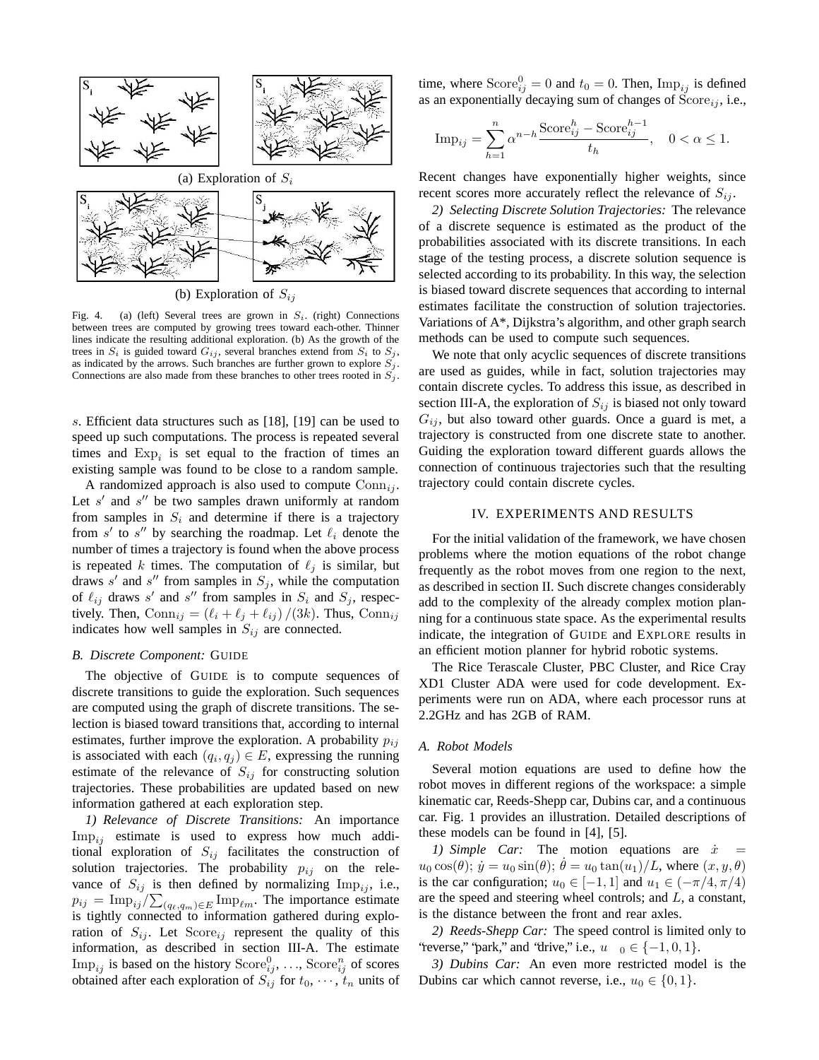(a) Exploration of $S_i$

(b) Exploration of $S_{ij}$

Fig. 4. (a) (left) Several trees are grown in $S_i$. (right) Connections between trees are computed by growing trees toward each-other. Thinner lines indicate the resulting additional exploration. (b) As the growth of the trees in $S_i$ is guided toward $G_{ij}$, several branches extend from $S_i$ to $S_j$, as indicated by the arrows. Such branches are further grown to explore $S_j$. Connections are also made from these branches to other trees rooted in $S_j$.

$s$. Efficient data structures such as [18], [19] can be used to speed up such computations. The process is repeated several times and $\mathrm{Exp}_i$ is set equal to the fraction of times an existing sample was found to be close to a random sample.

A randomized approach is also used to compute $\mathrm{Conn}_{ij}$. Let $s'$ and $s''$ be two samples drawn uniformly at random from samples in $S_i$ and determine if there is a trajectory from $s'$ to $s''$ by searching the roadmap. Let $\ell_i$ denote the number of times a trajectory is found when the above process is repeated $k$ times. The computation of $\ell_j$ is similar, but draws $s'$ and $s''$ from samples in $S_j$, while the computation of $\ell_{ij}$ draws $s'$ and $s''$ from samples in $S_i$ and $S_j$, respectively. Then, $\mathrm{Conn}_{ij} = (\ell_i + \ell_j + \ell_{ij})/(3k)$. Thus, $\mathrm{Conn}_{ij}$ indicates how well samples in $S_{ij}$ are connected.

### B. Discrete Component: GUIDE

The objective of GUIDE is to compute sequences of discrete transitions to guide the exploration. Such sequences are computed using the graph of discrete transitions. The selection is biased toward transitions that, according to internal estimates, further improve the exploration. A probability $p_{ij}$ is associated with each $(q_i, q_j) \in E$, expressing the running estimate of the relevance of $S_{ij}$ for constructing solution trajectories. These probabilities are updated based on new information gathered at each exploration step.

*1) Relevance of Discrete Transitions:* An importance $\mathrm{Imp}_{ij}$ estimate is used to express how much additional exploration of $S_{ij}$ facilitates the construction of solution trajectories. The probability $p_{ij}$ on the relevance of $S_{ij}$ is then defined by normalizing $\mathrm{Imp}_{ij}$, i.e., $p_{ij} = \mathrm{Imp}_{ij} / \sum_{(q_\ell, q_m) \in E} \mathrm{Imp}_{\ell m}$. The importance estimate is tightly connected to information gathered during exploration of $S_{ij}$. Let $\mathrm{Score}_{ij}$ represent the quality of this information, as described in section III-A. The estimate $\mathrm{Imp}_{ij}$ is based on the history $\mathrm{Score}^0_{ij}, \ldots, \mathrm{Score}^n_{ij}$ of scores obtained after each exploration of $S_{ij}$ for $t_0, \cdots, t_n$ units of time, where $\mathrm{Score}^0_{ij} = 0$ and $t_0 = 0$. Then, $\mathrm{Imp}_{ij}$ is defined as an exponentially decaying sum of changes of $\mathrm{Score}_{ij}$, i.e.,

$$\mathrm{Imp}_{ij} = \sum_{h=1}^{n} \alpha^{n-h} \frac{\mathrm{Score}^h_{ij} - \mathrm{Score}^{h-1}_{ij}}{t_h}, \quad 0 < \alpha \leq 1.$$

Recent changes have exponentially higher weights, since recent scores more accurately reflect the relevance of $S_{ij}$.

*2) Selecting Discrete Solution Trajectories:* The relevance of a discrete sequence is estimated as the product of the probabilities associated with its discrete transitions. In each stage of the testing process, a discrete solution sequence is selected according to its probability. In this way, the selection is biased toward discrete sequences that according to internal estimates facilitate the construction of solution trajectories. Variations of A*, Dijkstra's algorithm, and other graph search methods can be used to compute such sequences.

We note that only acyclic sequences of discrete transitions are used as guides, while in fact, solution trajectories may contain discrete cycles. To address this issue, as described in section III-A, the exploration of $S_{ij}$ is biased not only toward $G_{ij}$, but also toward other guards. Once a guard is met, a trajectory is constructed from one discrete state to another. Guiding the exploration toward different guards allows the connection of continuous trajectories such that the resulting trajectory could contain discrete cycles.

## IV. EXPERIMENTS AND RESULTS

For the initial validation of the framework, we have chosen problems where the motion equations of the robot change frequently as the robot moves from one region to the next, as described in section II. Such discrete changes considerably add to the complexity of the already complex motion planning for a continuous state space. As the experimental results indicate, the integration of GUIDE and EXPLORE results in an efficient motion planner for hybrid robotic systems.

The Rice Terascale Cluster, PBC Cluster, and Rice Cray XD1 Cluster ADA were used for code development. Experiments were run on ADA, where each processor runs at 2.2GHz and has 2GB of RAM.

### A. Robot Models

Several motion equations are used to define how the robot moves in different regions of the workspace: a simple kinematic car, Reeds-Shepp car, Dubins car, and a continuous car. Fig. 1 provides an illustration. Detailed descriptions of these models can be found in [4], [5].

*1) Simple Car:* The motion equations are $\dot{x} = u_0 \cos(\theta)$; $\dot{y} = u_0 \sin(\theta)$; $\dot{\theta} = u_0 \tan(u_1)/L$, where $(x, y, \theta)$ is the car configuration; $u_0 \in [-1, 1]$ and $u_1 \in (-\pi/4, \pi/4)$ are the speed and steering wheel controls; and $L$, a constant, is the distance between the front and rear axles.

*2) Reeds-Shepp Car:* The speed control is limited only to "reverse," "park," and "drive," i.e., $u_0 \in \{-1, 0, 1\}$.

*3) Dubins Car:* An even more restricted model is the Dubins car which cannot reverse, i.e., $u_0 \in \{0, 1\}$.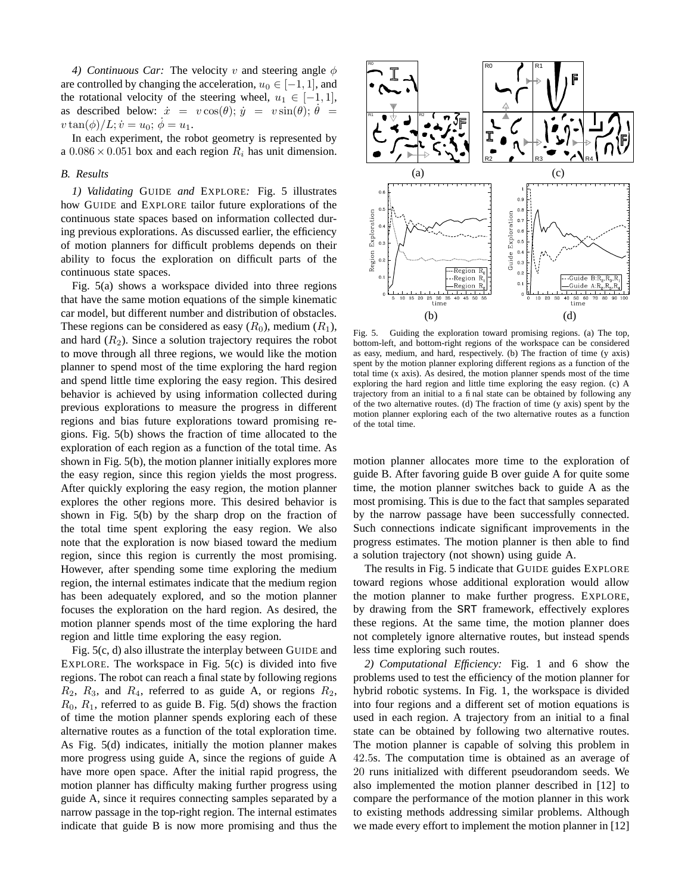*4) Continuous Car:* The velocity $v$ and steering angle $\phi$ are controlled by changing the acceleration, $u_0 \in [-1, 1]$, and the rotational velocity of the steering wheel, $u_1 \in [-1, 1]$, as described below: $\dot{x} = v\cos(\theta)$; $\dot{y} = v\sin(\theta)$; $\dot{\theta} = v\tan(\phi)/L$; $\dot{v} = u_0$; $\dot{\phi} = u_1$.

In each experiment, the robot geometry is represented by a $0.086 \times 0.051$ box and each region $R_i$ has unit dimension.

### B. Results

*1) Validating* GUIDE *and* EXPLORE*:* Fig. 5 illustrates how GUIDE and EXPLORE tailor future explorations of the continuous state spaces based on information collected during previous explorations. As discussed earlier, the efficiency of motion planners for difficult problems depends on their ability to focus the exploration on difficult parts of the continuous state spaces.

Fig. 5(a) shows a workspace divided into three regions that have the same motion equations of the simple kinematic car model, but different number and distribution of obstacles. These regions can be considered as easy ($R_0$), medium ($R_1$), and hard ($R_2$). Since a solution trajectory requires the robot to move through all three regions, we would like the motion planner to spend most of the time exploring the hard region and spend little time exploring the easy region. This desired behavior is achieved by using information collected during previous explorations to measure the progress in different regions and bias future explorations toward promising regions. Fig. 5(b) shows the fraction of time allocated to the exploration of each region as a function of the total time. As shown in Fig. 5(b), the motion planner initially explores more the easy region, since this region yields the most progress. After quickly exploring the easy region, the motion planner explores the other regions more. This desired behavior is shown in Fig. 5(b) by the sharp drop on the fraction of the total time spent exploring the easy region. We also note that the exploration is now biased toward the medium region, since this region is currently the most promising. However, after spending some time exploring the medium region, the internal estimates indicate that the medium region has been adequately explored, and so the motion planner focuses the exploration on the hard region. As desired, the motion planner spends most of the time exploring the hard region and little time exploring the easy region.

Fig. 5(c, d) also illustrate the interplay between GUIDE and EXPLORE. The workspace in Fig. 5(c) is divided into five regions. The robot can reach a final state by following regions $R_2$, $R_3$, and $R_4$, referred to as guide A, or regions $R_2$, $R_0$, $R_1$, referred to as guide B. Fig. 5(d) shows the fraction of time the motion planner spends exploring each of these alternative routes as a function of the total exploration time. As Fig. 5(d) indicates, initially the motion planner makes more progress using guide A, since the regions of guide A have more open space. After the initial rapid progress, the motion planner has difficulty making further progress using guide A, since it requires connecting samples separated by a narrow passage in the top-right region. The internal estimates indicate that guide B is now more promising and thus the motion planner allocates more time to the exploration of guide B. After favoring guide B over guide A for quite some time, the motion planner switches back to guide A as the most promising. This is due to the fact that samples separated by the narrow passage have been successfully connected. Such connections indicate significant improvements in the progress estimates. The motion planner is then able to find a solution trajectory (not shown) using guide A.

Fig. 5. Guiding the exploration toward promising regions. (a) The top, bottom-left, and bottom-right regions of the workspace can be considered as easy, medium, and hard, respectively. (b) The fraction of time (y axis) spent by the motion planner exploring different regions as a function of the total time (x axis). As desired, the motion planner spends most of the time exploring the hard region and little time exploring the easy region. (c) A trajectory from an initial to a final state can be obtained by following any of the two alternative routes. (d) The fraction of time (y axis) spent by the motion planner exploring each of the two alternative routes as a function of the total time.

The results in Fig. 5 indicate that GUIDE guides EXPLORE toward regions whose additional exploration would allow the motion planner to make further progress. EXPLORE, by drawing from the SRT framework, effectively explores these regions. At the same time, the motion planner does not completely ignore alternative routes, but instead spends less time exploring such routes.

*2) Computational Efficiency:* Fig. 1 and 6 show the problems used to test the efficiency of the motion planner for hybrid robotic systems. In Fig. 1, the workspace is divided into four regions and a different set of motion equations is used in each region. A trajectory from an initial to a final state can be obtained by following two alternative routes. The motion planner is capable of solving this problem in $42.5$s. The computation time is obtained as an average of $20$ runs initialized with different pseudorandom seeds. We also implemented the motion planner described in [12] to compare the performance of the motion planner in this work to existing methods addressing similar problems. Although we made every effort to implement the motion planner in [12]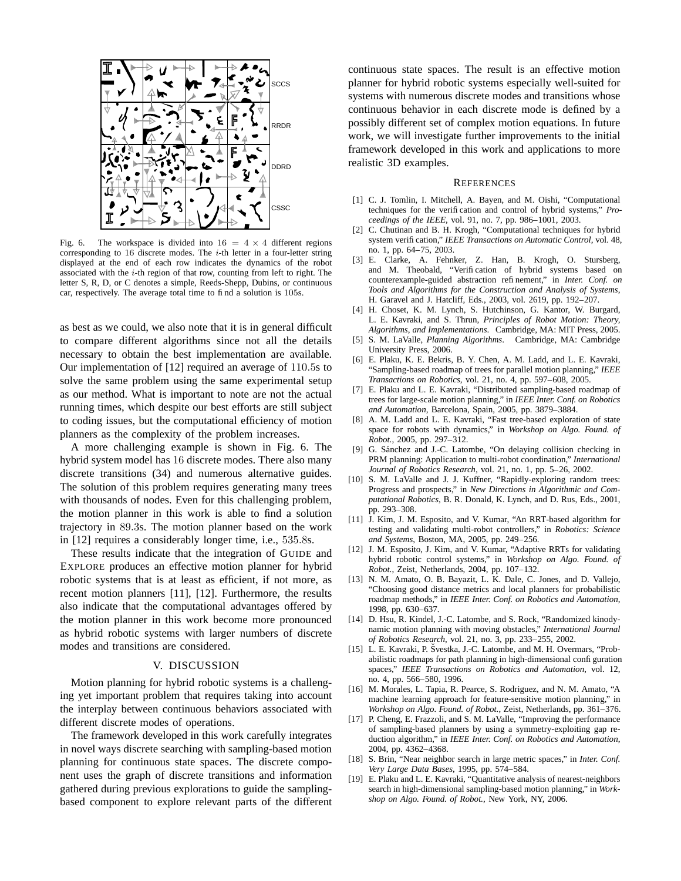SCCS

RRDR

DDRD

CSSC

Fig. 6. The workspace is divided into $16 = 4 \times 4$ different regions corresponding to 16 discrete modes. The $i$-th letter in a four-letter string displayed at the end of each row indicates the dynamics of the robot associated with the $i$-th region of that row, counting from left to right. The letter S, R, D, or C denotes a simple, Reeds-Shepp, Dubins, or continuous car, respectively. The average total time to find a solution is 105s.

as best as we could, we also note that it is in general difficult to compare different algorithms since not all the details necessary to obtain the best implementation are available. Our implementation of [12] required an average of 110.5s to solve the same problem using the same experimental setup as our method. What is important to note are not the actual running times, which despite our best efforts are still subject to coding issues, but the computational efficiency of motion planners as the complexity of the problem increases.

A more challenging example is shown in Fig. 6. The hybrid system model has 16 discrete modes. There also many discrete transitions (34) and numerous alternative guides. The solution of this problem requires generating many trees with thousands of nodes. Even for this challenging problem, the motion planner in this work is able to find a solution trajectory in 89.3s. The motion planner based on the work in [12] requires a considerably longer time, i.e., 535.8s.

These results indicate that the integration of GUIDE and EXPLORE produces an effective motion planner for hybrid robotic systems that is at least as efficient, if not more, as recent motion planners [11], [12]. Furthermore, the results also indicate that the computational advantages offered by the motion planner in this work become more pronounced as hybrid robotic systems with larger numbers of discrete modes and transitions are considered.

## V. DISCUSSION

Motion planning for hybrid robotic systems is a challenging yet important problem that requires taking into account the interplay between continuous behaviors associated with different discrete modes of operations.

The framework developed in this work carefully integrates in novel ways discrete searching with sampling-based motion planning for continuous state spaces. The discrete component uses the graph of discrete transitions and information gathered during previous explorations to guide the sampling-based component to explore relevant parts of the different continuous state spaces. The result is an effective motion planner for hybrid robotic systems especially well-suited for systems with numerous discrete modes and transitions whose continuous behavior in each discrete mode is defined by a possibly different set of complex motion equations. In future work, we will investigate further improvements to the initial framework developed in this work and applications to more realistic 3D examples.

## REFERENCES

[1] C. J. Tomlin, I. Mitchell, A. Bayen, and M. Oishi, "Computational techniques for the verification and control of hybrid systems," *Proceedings of the IEEE*, vol. 91, no. 7, pp. 986–1001, 2003.

[2] C. Chutinan and B. H. Krogh, "Computational techniques for hybrid system verification," *IEEE Transactions on Automatic Control*, vol. 48, no. 1, pp. 64–75, 2003.

[3] E. Clarke, A. Fehnker, Z. Han, B. Krogh, O. Stursberg, and M. Theobald, "Verification of hybrid systems based on counterexample-guided abstraction refinement," in *Inter. Conf. on Tools and Algorithms for the Construction and Analysis of Systems*, H. Garavel and J. Hatcliff, Eds., 2003, vol. 2619, pp. 192–207.

[4] H. Choset, K. M. Lynch, S. Hutchinson, G. Kantor, W. Burgard, L. E. Kavraki, and S. Thrun, *Principles of Robot Motion: Theory, Algorithms, and Implementations*. Cambridge, MA: MIT Press, 2005.

[5] S. M. LaValle, *Planning Algorithms*. Cambridge, MA: Cambridge University Press, 2006.

[6] E. Plaku, K. E. Bekris, B. Y. Chen, A. M. Ladd, and L. E. Kavraki, "Sampling-based roadmap of trees for parallel motion planning," *IEEE Transactions on Robotics*, vol. 21, no. 4, pp. 597–608, 2005.

[7] E. Plaku and L. E. Kavraki, "Distributed sampling-based roadmap of trees for large-scale motion planning," in *IEEE Inter. Conf. on Robotics and Automation*, Barcelona, Spain, 2005, pp. 3879–3884.

[8] A. M. Ladd and L. E. Kavraki, "Fast tree-based exploration of state space for robots with dynamics," in *Workshop on Algo. Found. of Robot.*, 2005, pp. 297–312.

[9] G. Sánchez and J.-C. Latombe, "On delaying collision checking in PRM planning: Application to multi-robot coordination," *International Journal of Robotics Research*, vol. 21, no. 1, pp. 5–26, 2002.

[10] S. M. LaValle and J. J. Kuffner, "Rapidly-exploring random trees: Progress and prospects," in *New Directions in Algorithmic and Computational Robotics*, B. R. Donald, K. Lynch, and D. Rus, Eds., 2001, pp. 293–308.

[11] J. Kim, J. M. Esposito, and V. Kumar, "An RRT-based algorithm for testing and validating multi-robot controllers," in *Robotics: Science and Systems*, Boston, MA, 2005, pp. 249–256.

[12] J. M. Esposito, J. Kim, and V. Kumar, "Adaptive RRTs for validating hybrid robotic control systems," in *Workshop on Algo. Found. of Robot.*, Zeist, Netherlands, 2004, pp. 107–132.

[13] N. M. Amato, O. B. Bayazit, L. K. Dale, C. Jones, and D. Vallejo, "Choosing good distance metrics and local planners for probabilistic roadmap methods," in *IEEE Inter. Conf. on Robotics and Automation*, 1998, pp. 630–637.

[14] D. Hsu, R. Kindel, J.-C. Latombe, and S. Rock, "Randomized kinodynamic motion planning with moving obstacles," *International Journal of Robotics Research*, vol. 21, no. 3, pp. 233–255, 2002.

[15] L. E. Kavraki, P. Švestka, J.-C. Latombe, and M. H. Overmars, "Probabilistic roadmaps for path planning in high-dimensional configuration spaces," *IEEE Transactions on Robotics and Automation*, vol. 12, no. 4, pp. 566–580, 1996.

[16] M. Morales, L. Tapia, R. Pearce, S. Rodriguez, and N. M. Amato, "A machine learning approach for feature-sensitive motion planning," in *Workshop on Algo. Found. of Robot.*, Zeist, Netherlands, pp. 361–376.

[17] P. Cheng, E. Frazzoli, and S. M. LaValle, "Improving the performance of sampling-based planners by using a symmetry-exploiting gap reduction algorithm," in *IEEE Inter. Conf. on Robotics and Automation*, 2004, pp. 4362–4368.

[18] S. Brin, "Near neighbor search in large metric spaces," in *Inter. Conf. Very Large Data Bases*, 1995, pp. 574–584.

[19] E. Plaku and L. E. Kavraki, "Quantitative analysis of nearest-neighbors search in high-dimensional sampling-based motion planning," in *Workshop on Algo. Found. of Robot.*, New York, NY, 2006.